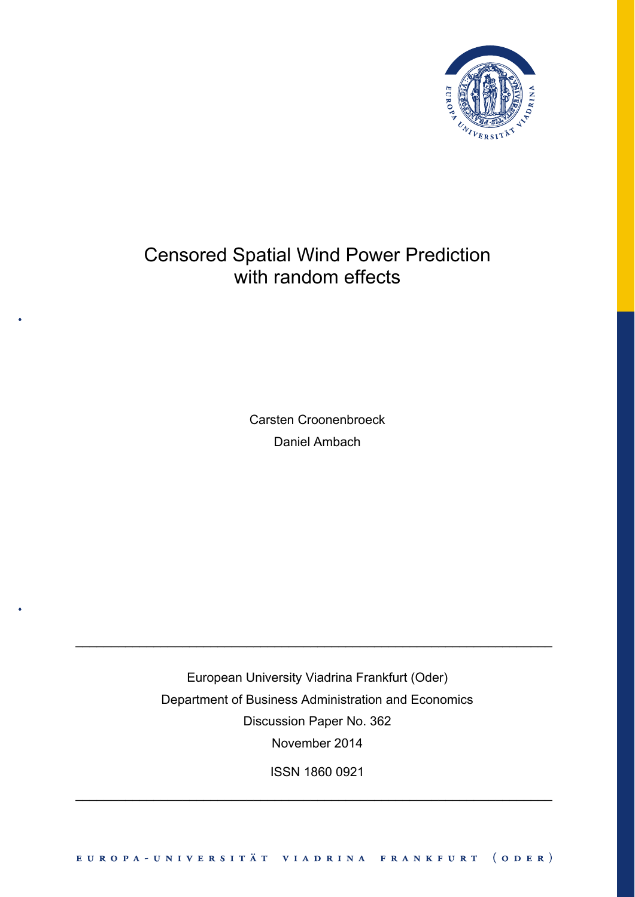# Censored Spatial Wind Power Prediction with random effects

Carsten Croonenbroeck

Daniel Ambach

---

European University Viadrina Frankfurt (Oder)

Department of Business Administration and Economics

Discussion Paper No. 362

November 2014

ISSN 1860 0921

---

EUROPA-UNIVERSITÄT VIADRINA FRANKFURT (ODER)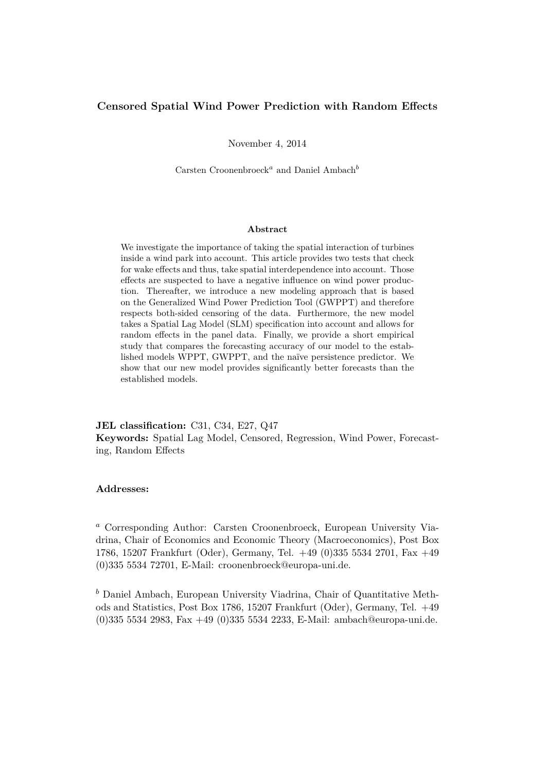# Censored Spatial Wind Power Prediction with Random Effects

November 4, 2014

Carsten Croonenbroeck[a] and Daniel Ambach[b]

### Abstract

We investigate the importance of taking the spatial interaction of turbines inside a wind park into account. This article provides two tests that check for wake effects and thus, take spatial interdependence into account. Those effects are suspected to have a negative influence on wind power production. Thereafter, we introduce a new modeling approach that is based on the Generalized Wind Power Prediction Tool (GWPPT) and therefore respects both-sided censoring of the data. Furthermore, the new model takes a Spatial Lag Model (SLM) specification into account and allows for random effects in the panel data. Finally, we provide a short empirical study that compares the forecasting accuracy of our model to the established models WPPT, GWPPT, and the naïve persistence predictor. We show that our new model provides significantly better forecasts than the established models.

**JEL classification:** C31, C34, E27, Q47

**Keywords:** Spatial Lag Model, Censored, Regression, Wind Power, Forecasting, Random Effects

**Addresses:**

[a] Corresponding Author: Carsten Croonenbroeck, European University Viadrina, Chair of Economics and Economic Theory (Macroeconomics), Post Box 1786, 15207 Frankfurt (Oder), Germany, Tel. +49 (0)335 5534 2701, Fax +49 (0)335 5534 72701, E-Mail: croonenbroeck@europa-uni.de.

[b] Daniel Ambach, European University Viadrina, Chair of Quantitative Methods and Statistics, Post Box 1786, 15207 Frankfurt (Oder), Germany, Tel. +49 (0)335 5534 2983, Fax +49 (0)335 5534 2233, E-Mail: ambach@europa-uni.de.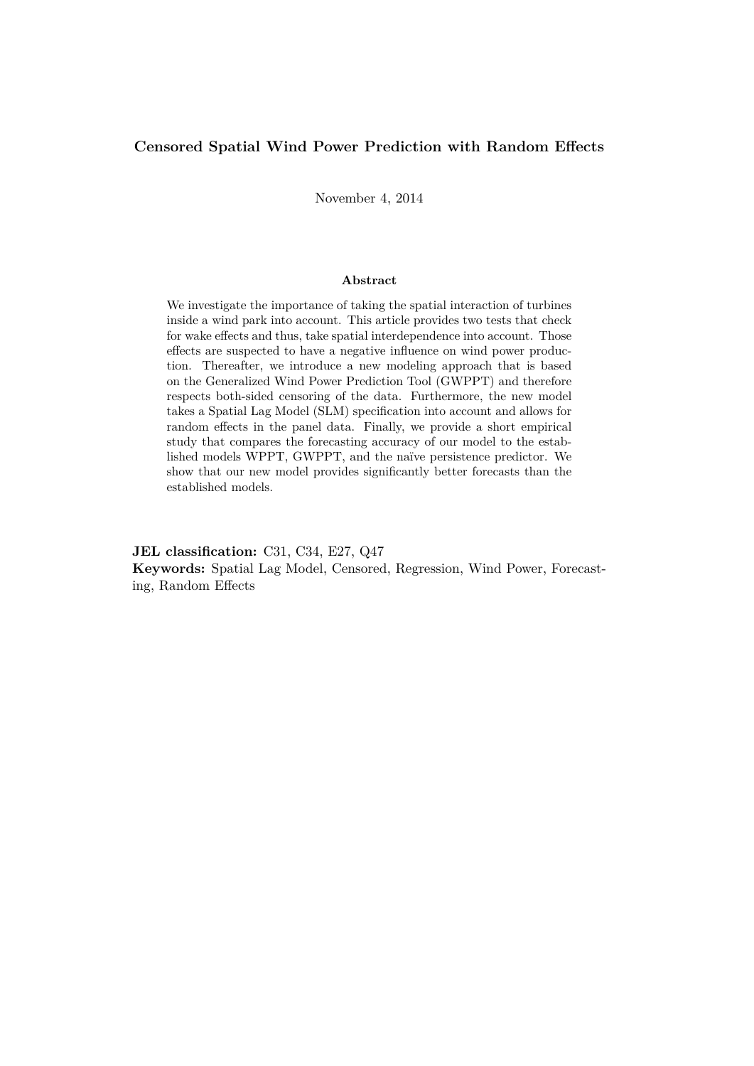# Censored Spatial Wind Power Prediction with Random Effects

November 4, 2014

### Abstract

We investigate the importance of taking the spatial interaction of turbines inside a wind park into account. This article provides two tests that check for wake effects and thus, take spatial interdependence into account. Those effects are suspected to have a negative influence on wind power production. Thereafter, we introduce a new modeling approach that is based on the Generalized Wind Power Prediction Tool (GWPPT) and therefore respects both-sided censoring of the data. Furthermore, the new model takes a Spatial Lag Model (SLM) specification into account and allows for random effects in the panel data. Finally, we provide a short empirical study that compares the forecasting accuracy of our model to the established models WPPT, GWPPT, and the naïve persistence predictor. We show that our new model provides significantly better forecasts than the established models.

**JEL classification:** C31, C34, E27, Q47

**Keywords:** Spatial Lag Model, Censored, Regression, Wind Power, Forecasting, Random Effects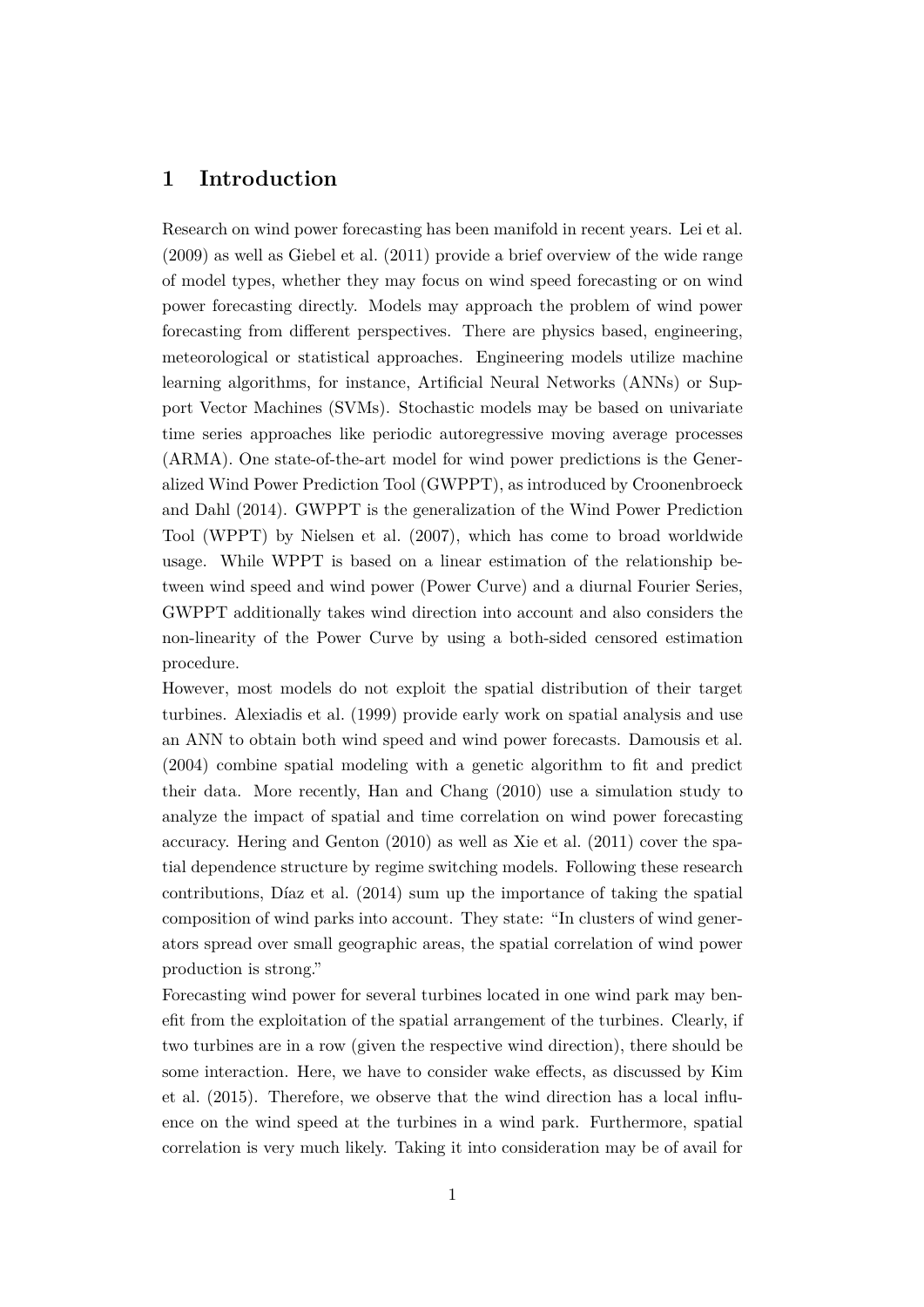# 1 Introduction

Research on wind power forecasting has been manifold in recent years. Lei et al. (2009) as well as Giebel et al. (2011) provide a brief overview of the wide range of model types, whether they may focus on wind speed forecasting or on wind power forecasting directly. Models may approach the problem of wind power forecasting from different perspectives. There are physics based, engineering, meteorological or statistical approaches. Engineering models utilize machine learning algorithms, for instance, Artificial Neural Networks (ANNs) or Support Vector Machines (SVMs). Stochastic models may be based on univariate time series approaches like periodic autoregressive moving average processes (ARMA). One state-of-the-art model for wind power predictions is the Generalized Wind Power Prediction Tool (GWPPT), as introduced by Croonenbroeck and Dahl (2014). GWPPT is the generalization of the Wind Power Prediction Tool (WPPT) by Nielsen et al. (2007), which has come to broad worldwide usage. While WPPT is based on a linear estimation of the relationship between wind speed and wind power (Power Curve) and a diurnal Fourier Series, GWPPT additionally takes wind direction into account and also considers the non-linearity of the Power Curve by using a both-sided censored estimation procedure.

However, most models do not exploit the spatial distribution of their target turbines. Alexiadis et al. (1999) provide early work on spatial analysis and use an ANN to obtain both wind speed and wind power forecasts. Damousis et al. (2004) combine spatial modeling with a genetic algorithm to fit and predict their data. More recently, Han and Chang (2010) use a simulation study to analyze the impact of spatial and time correlation on wind power forecasting accuracy. Hering and Genton (2010) as well as Xie et al. (2011) cover the spatial dependence structure by regime switching models. Following these research contributions, Díaz et al. (2014) sum up the importance of taking the spatial composition of wind parks into account. They state: "In clusters of wind generators spread over small geographic areas, the spatial correlation of wind power production is strong."

Forecasting wind power for several turbines located in one wind park may benefit from the exploitation of the spatial arrangement of the turbines. Clearly, if two turbines are in a row (given the respective wind direction), there should be some interaction. Here, we have to consider wake effects, as discussed by Kim et al. (2015). Therefore, we observe that the wind direction has a local influence on the wind speed at the turbines in a wind park. Furthermore, spatial correlation is very much likely. Taking it into consideration may be of avail for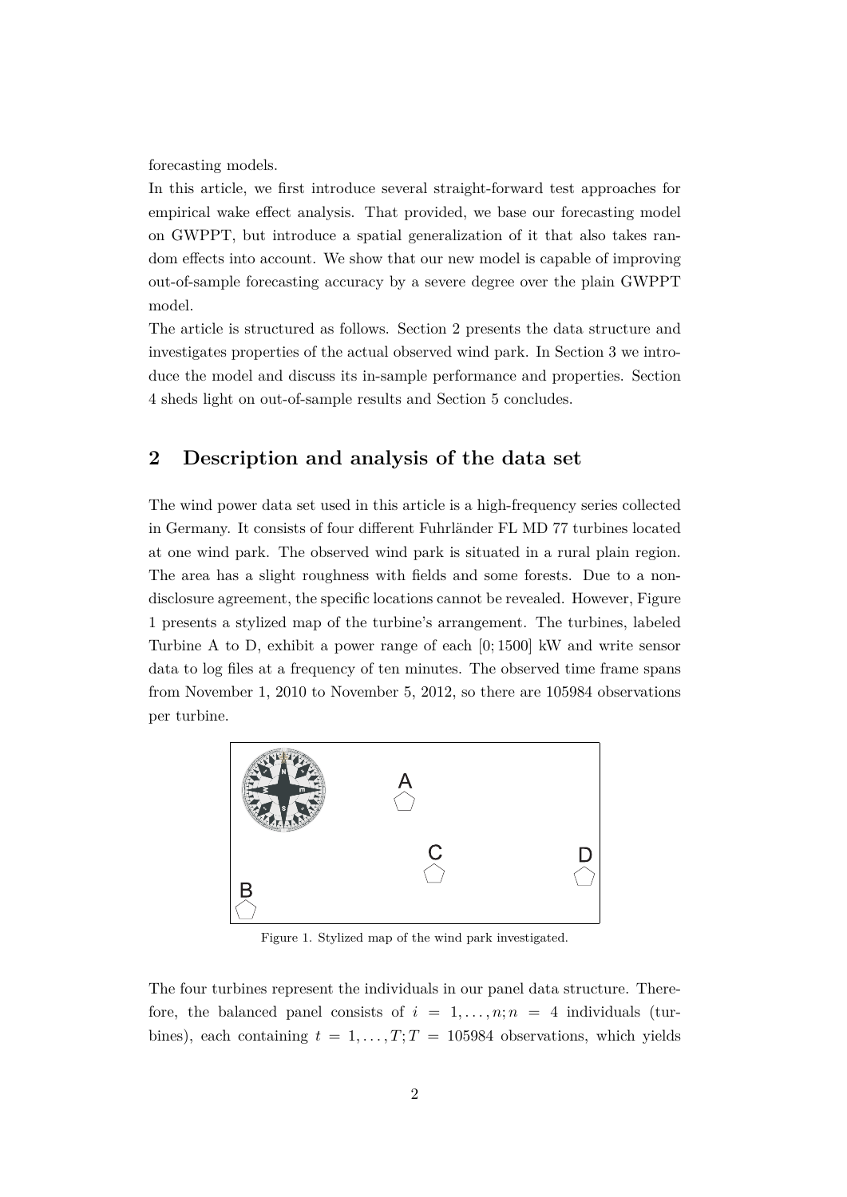forecasting models.

In this article, we first introduce several straight-forward test approaches for empirical wake effect analysis. That provided, we base our forecasting model on GWPPT, but introduce a spatial generalization of it that also takes random effects into account. We show that our new model is capable of improving out-of-sample forecasting accuracy by a severe degree over the plain GWPPT model.

The article is structured as follows. Section 2 presents the data structure and investigates properties of the actual observed wind park. In Section 3 we introduce the model and discuss its in-sample performance and properties. Section 4 sheds light on out-of-sample results and Section 5 concludes.

## 2 Description and analysis of the data set

The wind power data set used in this article is a high-frequency series collected in Germany. It consists of four different Fuhrländer FL MD 77 turbines located at one wind park. The observed wind park is situated in a rural plain region. The area has a slight roughness with fields and some forests. Due to a non-disclosure agreement, the specific locations cannot be revealed. However, Figure 1 presents a stylized map of the turbine's arrangement. The turbines, labeled Turbine A to D, exhibit a power range of each $[0; 1500]$ kW and write sensor data to log files at a frequency of ten minutes. The observed time frame spans from November 1, 2010 to November 5, 2012, so there are 105984 observations per turbine.

Figure 1. Stylized map of the wind park investigated.

The four turbines represent the individuals in our panel data structure. Therefore, the balanced panel consists of $i = 1, \ldots, n; n = 4$ individuals (turbines), each containing $t = 1, \ldots, T; T = 105984$ observations, which yields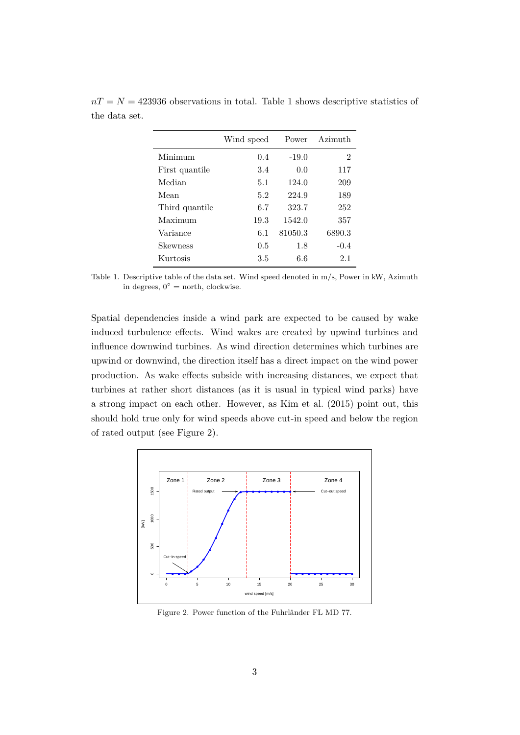$nT = N = 423936$ observations in total. Table 1 shows descriptive statistics of the data set.

| | Wind speed | Power | Azimuth |
|---|---|---|---|
| Minimum | 0.4 | -19.0 | 2 |
| First quantile | 3.4 | 0.0 | 117 |
| Median | 5.1 | 124.0 | 209 |
| Mean | 5.2 | 224.9 | 189 |
| Third quantile | 6.7 | 323.7 | 252 |
| Maximum | 19.3 | 1542.0 | 357 |
| Variance | 6.1 | 81050.3 | 6890.3 |
| Skewness | 0.5 | 1.8 | -0.4 |
| Kurtosis | 3.5 | 6.6 | 2.1 |

Table 1. Descriptive table of the data set. Wind speed denoted in m/s, Power in kW, Azimuth in degrees, $0^\circ$ = north, clockwise.

Spatial dependencies inside a wind park are expected to be caused by wake induced turbulence effects. Wind wakes are created by upwind turbines and influence downwind turbines. As wind direction determines which turbines are upwind or downwind, the direction itself has a direct impact on the wind power production. As wake effects subside with increasing distances, we expect that turbines at rather short distances (as it is usual in typical wind parks) have a strong impact on each other. However, as Kim et al. (2015) point out, this should hold true only for wind speeds above cut-in speed and below the region of rated output (see Figure 2).

Figure 2. Power function of the Fuhrländer FL MD 77.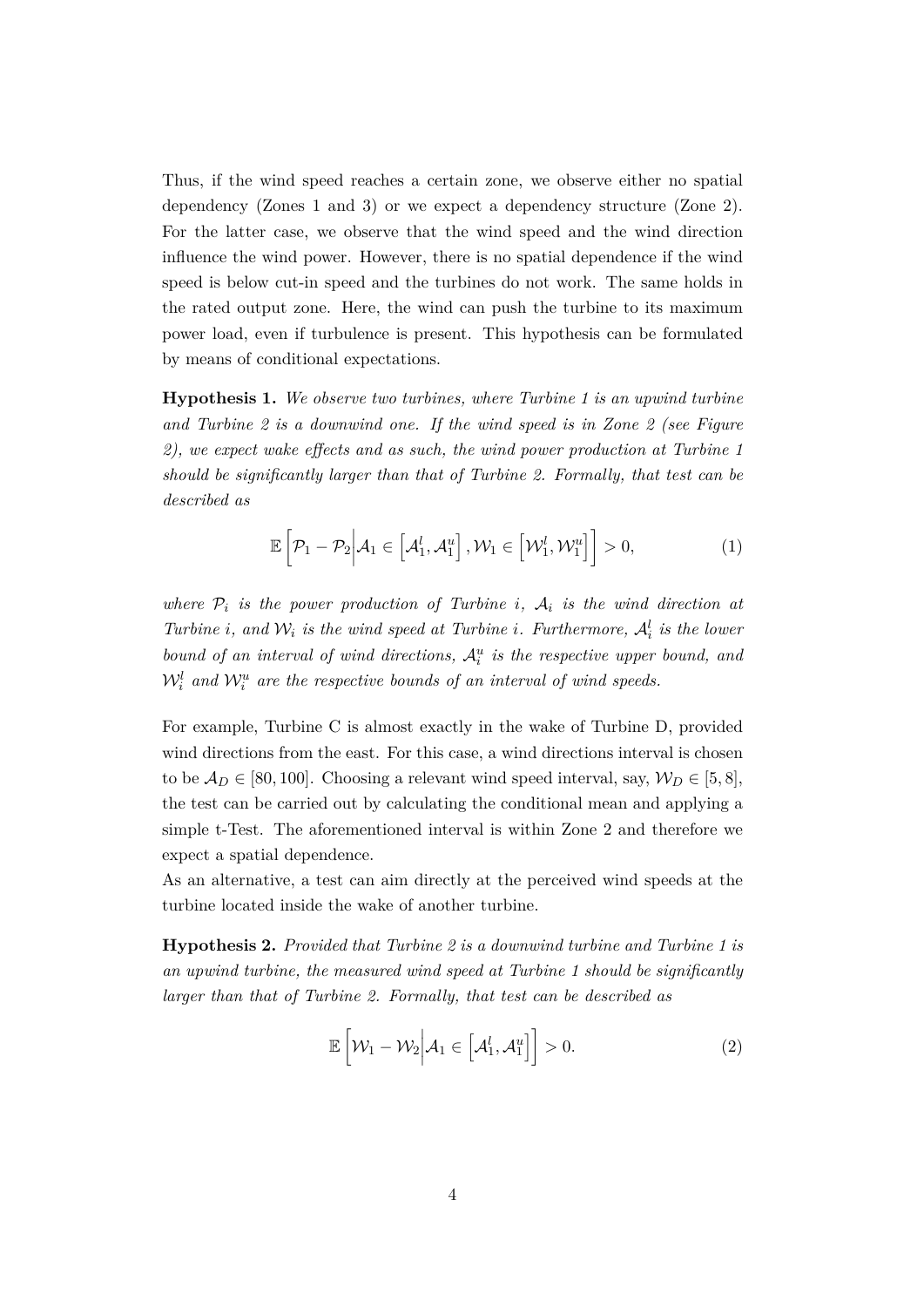Thus, if the wind speed reaches a certain zone, we observe either no spatial dependency (Zones 1 and 3) or we expect a dependency structure (Zone 2). For the latter case, we observe that the wind speed and the wind direction influence the wind power. However, there is no spatial dependence if the wind speed is below cut-in speed and the turbines do not work. The same holds in the rated output zone. Here, the wind can push the turbine to its maximum power load, even if turbulence is present. This hypothesis can be formulated by means of conditional expectations.

**Hypothesis 1.** *We observe two turbines, where Turbine 1 is an upwind turbine and Turbine 2 is a downwind one. If the wind speed is in Zone 2 (see Figure 2), we expect wake effects and as such, the wind power production at Turbine 1 should be significantly larger than that of Turbine 2. Formally, that test can be described as*

$$\mathbb{E}\left[\mathcal{P}_1 - \mathcal{P}_2 \middle| \mathcal{A}_1 \in \left[\mathcal{A}_1^l, \mathcal{A}_1^u\right], \mathcal{W}_1 \in \left[\mathcal{W}_1^l, \mathcal{W}_1^u\right]\right] > 0, \tag{1}$$

*where $\mathcal{P}_i$ is the power production of Turbine $i$, $\mathcal{A}_i$ is the wind direction at Turbine $i$, and $\mathcal{W}_i$ is the wind speed at Turbine $i$. Furthermore, $\mathcal{A}_i^l$ is the lower bound of an interval of wind directions, $\mathcal{A}_i^u$ is the respective upper bound, and $\mathcal{W}_i^l$ and $\mathcal{W}_i^u$ are the respective bounds of an interval of wind speeds.*

For example, Turbine C is almost exactly in the wake of Turbine D, provided wind directions from the east. For this case, a wind directions interval is chosen to be $\mathcal{A}_D \in [80, 100]$. Choosing a relevant wind speed interval, say, $\mathcal{W}_D \in [5, 8]$, the test can be carried out by calculating the conditional mean and applying a simple t-Test. The aforementioned interval is within Zone 2 and therefore we expect a spatial dependence.

As an alternative, a test can aim directly at the perceived wind speeds at the turbine located inside the wake of another turbine.

**Hypothesis 2.** *Provided that Turbine 2 is a downwind turbine and Turbine 1 is an upwind turbine, the measured wind speed at Turbine 1 should be significantly larger than that of Turbine 2. Formally, that test can be described as*

$$\mathbb{E}\left[\mathcal{W}_1 - \mathcal{W}_2 \middle| \mathcal{A}_1 \in \left[\mathcal{A}_1^l, \mathcal{A}_1^u\right]\right] > 0. \tag{2}$$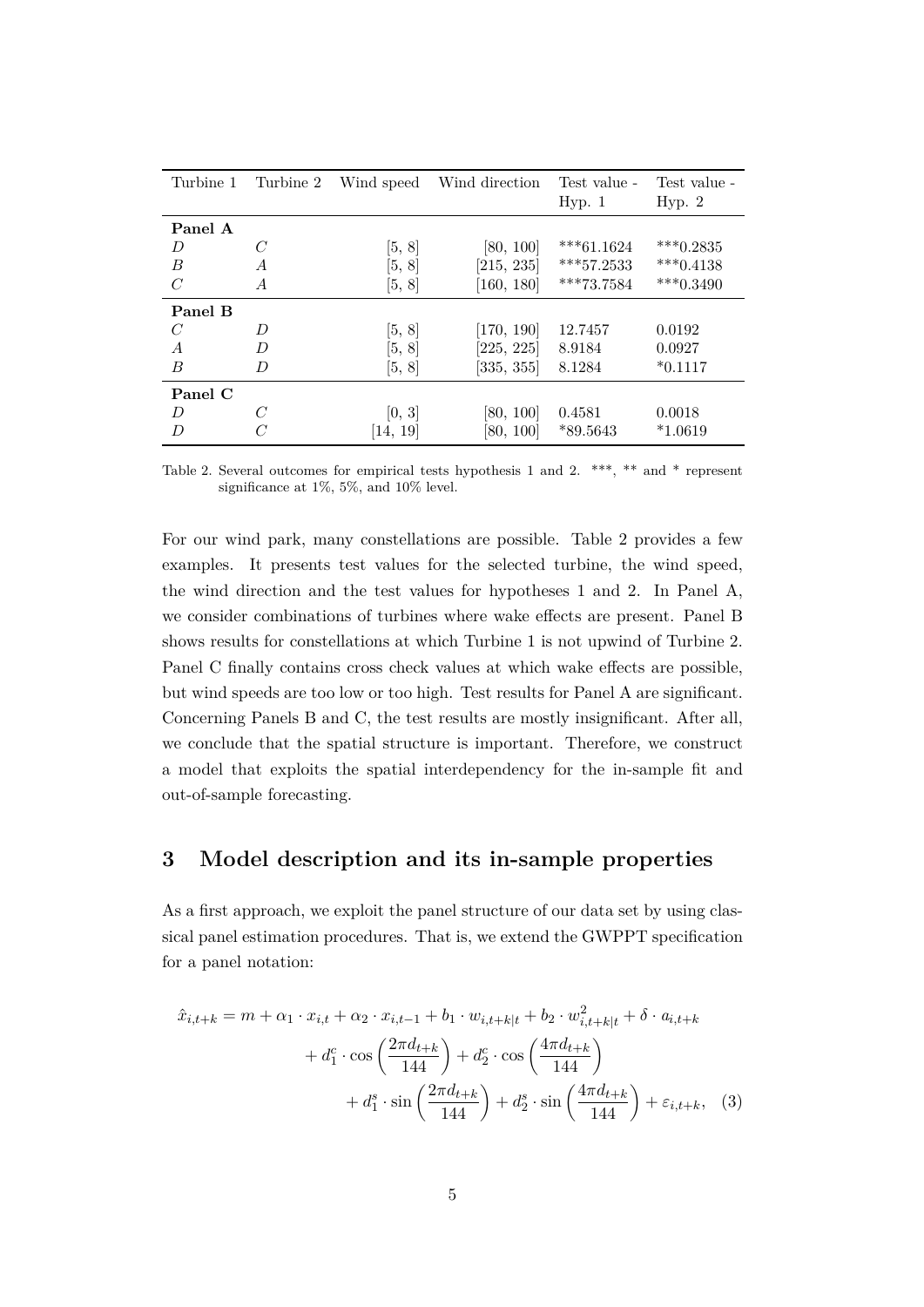| Turbine 1 | Turbine 2 | Wind speed | Wind direction | Test value - Hyp. 1 | Test value - Hyp. 2 |
|---|---|---|---|---|---|
| **Panel A** | | | | | |
| $D$ | $C$ | [5, 8] | [80, 100] | ***61.1624 | ***0.2835 |
| $B$ | $A$ | [5, 8] | [215, 235] | ***57.2533 | ***0.4138 |
| $C$ | $A$ | [5, 8] | [160, 180] | ***73.7584 | ***0.3490 |
| **Panel B** | | | | | |
| $C$ | $D$ | [5, 8] | [170, 190] | 12.7457 | 0.0192 |
| $A$ | $D$ | [5, 8] | [225, 225] | 8.9184 | 0.0927 |
| $B$ | $D$ | [5, 8] | [335, 355] | 8.1284 | *0.1117 |
| **Panel C** | | | | | |
| $D$ | $C$ | [0, 3] | [80, 100] | 0.4581 | 0.0018 |
| $D$ | $C$ | [14, 19] | [80, 100] | *89.5643 | *1.0619 |

Table 2. Several outcomes for empirical tests hypothesis 1 and 2. ***, ** and * represent significance at 1%, 5%, and 10% level.

For our wind park, many constellations are possible. Table 2 provides a few examples. It presents test values for the selected turbine, the wind speed, the wind direction and the test values for hypotheses 1 and 2. In Panel A, we consider combinations of turbines where wake effects are present. Panel B shows results for constellations at which Turbine 1 is not upwind of Turbine 2. Panel C finally contains cross check values at which wake effects are possible, but wind speeds are too low or too high. Test results for Panel A are significant. Concerning Panels B and C, the test results are mostly insignificant. After all, we conclude that the spatial structure is important. Therefore, we construct a model that exploits the spatial interdependency for the in-sample fit and out-of-sample forecasting.

## 3 Model description and its in-sample properties

As a first approach, we exploit the panel structure of our data set by using classical panel estimation procedures. That is, we extend the GWPPT specification for a panel notation:

$$
\begin{aligned}
\hat{x}_{i,t+k} = m &+ \alpha_1 \cdot x_{i,t} + \alpha_2 \cdot x_{i,t-1} + b_1 \cdot w_{i,t+k|t} + b_2 \cdot w_{i,t+k|t}^2 + \delta \cdot a_{i,t+k} \\
&+ d_1^c \cdot \cos\left(\frac{2\pi d_{t+k}}{144}\right) + d_2^c \cdot \cos\left(\frac{4\pi d_{t+k}}{144}\right) \\
&+ d_1^s \cdot \sin\left(\frac{2\pi d_{t+k}}{144}\right) + d_2^s \cdot \sin\left(\frac{4\pi d_{t+k}}{144}\right) + \varepsilon_{i,t+k}, \quad (3)
\end{aligned}
$$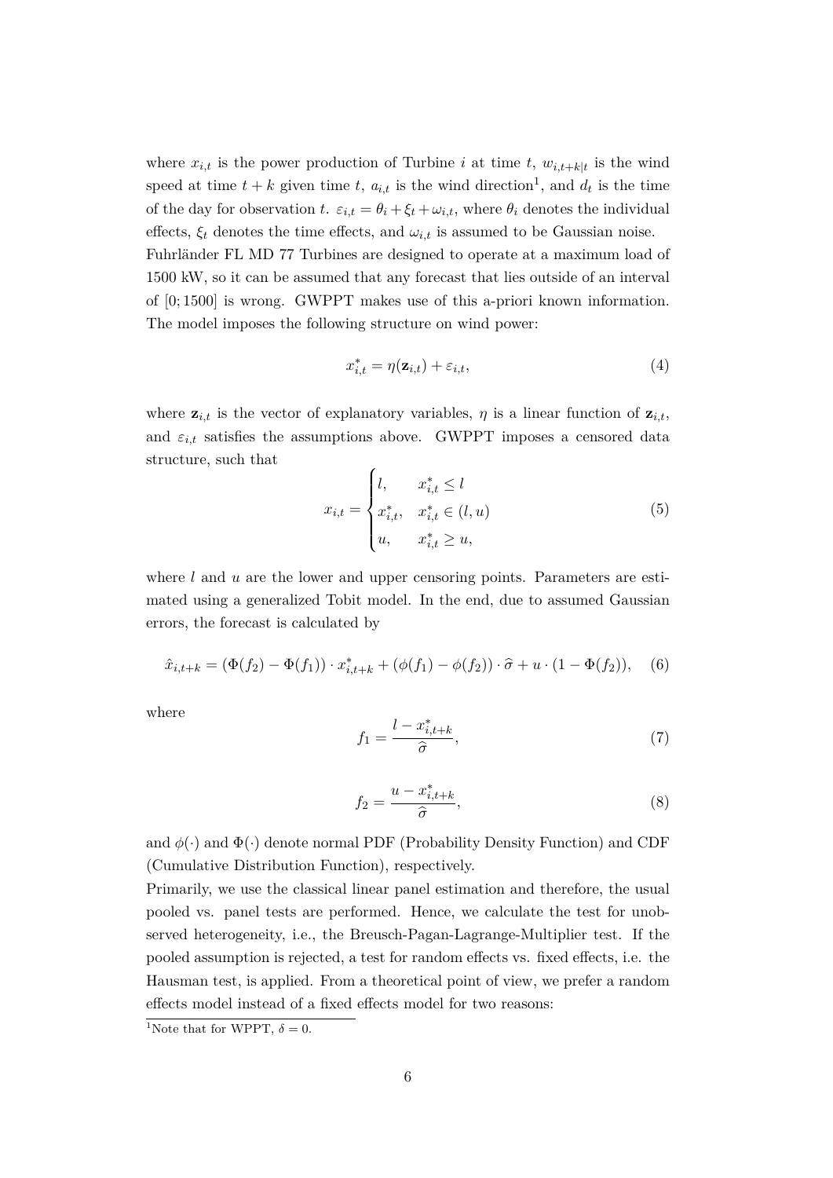where $x_{i,t}$ is the power production of Turbine $i$ at time $t$, $w_{i,t+k|t}$ is the wind speed at time $t+k$ given time $t$, $a_{i,t}$ is the wind direction[1], and $d_t$ is the time of the day for observation $t$. $\varepsilon_{i,t} = \theta_i + \xi_t + \omega_{i,t}$, where $\theta_i$ denotes the individual effects, $\xi_t$ denotes the time effects, and $\omega_{i,t}$ is assumed to be Gaussian noise.

Fuhrländer FL MD 77 Turbines are designed to operate at a maximum load of 1500 kW, so it can be assumed that any forecast that lies outside of an interval of $[0; 1500]$ is wrong. GWPPT makes use of this a-priori known information. The model imposes the following structure on wind power:

$$x^*_{i,t} = \eta(\mathbf{z}_{i,t}) + \varepsilon_{i,t}, \tag{4}$$

where $\mathbf{z}_{i,t}$ is the vector of explanatory variables, $\eta$ is a linear function of $\mathbf{z}_{i,t}$, and $\varepsilon_{i,t}$ satisfies the assumptions above. GWPPT imposes a censored data structure, such that

$$x_{i,t} = \begin{cases} l, & x^*_{i,t} \leq l \\ x^*_{i,t}, & x^*_{i,t} \in (l, u) \\ u, & x^*_{i,t} \geq u, \end{cases} \tag{5}$$

where $l$ and $u$ are the lower and upper censoring points. Parameters are estimated using a generalized Tobit model. In the end, due to assumed Gaussian errors, the forecast is calculated by

$$\hat{x}_{i,t+k} = (\Phi(f_2) - \Phi(f_1)) \cdot x^*_{i,t+k} + (\phi(f_1) - \phi(f_2)) \cdot \widehat{\sigma} + u \cdot (1 - \Phi(f_2)), \tag{6}$$

where

$$f_1 = \frac{l - x^*_{i,t+k}}{\widehat{\sigma}}, \tag{7}$$

$$f_2 = \frac{u - x^*_{i,t+k}}{\widehat{\sigma}}, \tag{8}$$

and $\phi(\cdot)$ and $\Phi(\cdot)$ denote normal PDF (Probability Density Function) and CDF (Cumulative Distribution Function), respectively.

Primarily, we use the classical linear panel estimation and therefore, the usual pooled vs. panel tests are performed. Hence, we calculate the test for unobserved heterogeneity, i.e., the Breusch-Pagan-Lagrange-Multiplier test. If the pooled assumption is rejected, a test for random effects vs. fixed effects, i.e. the Hausman test, is applied. From a theoretical point of view, we prefer a random effects model instead of a fixed effects model for two reasons:

[1] Note that for WPPT, $\delta = 0$.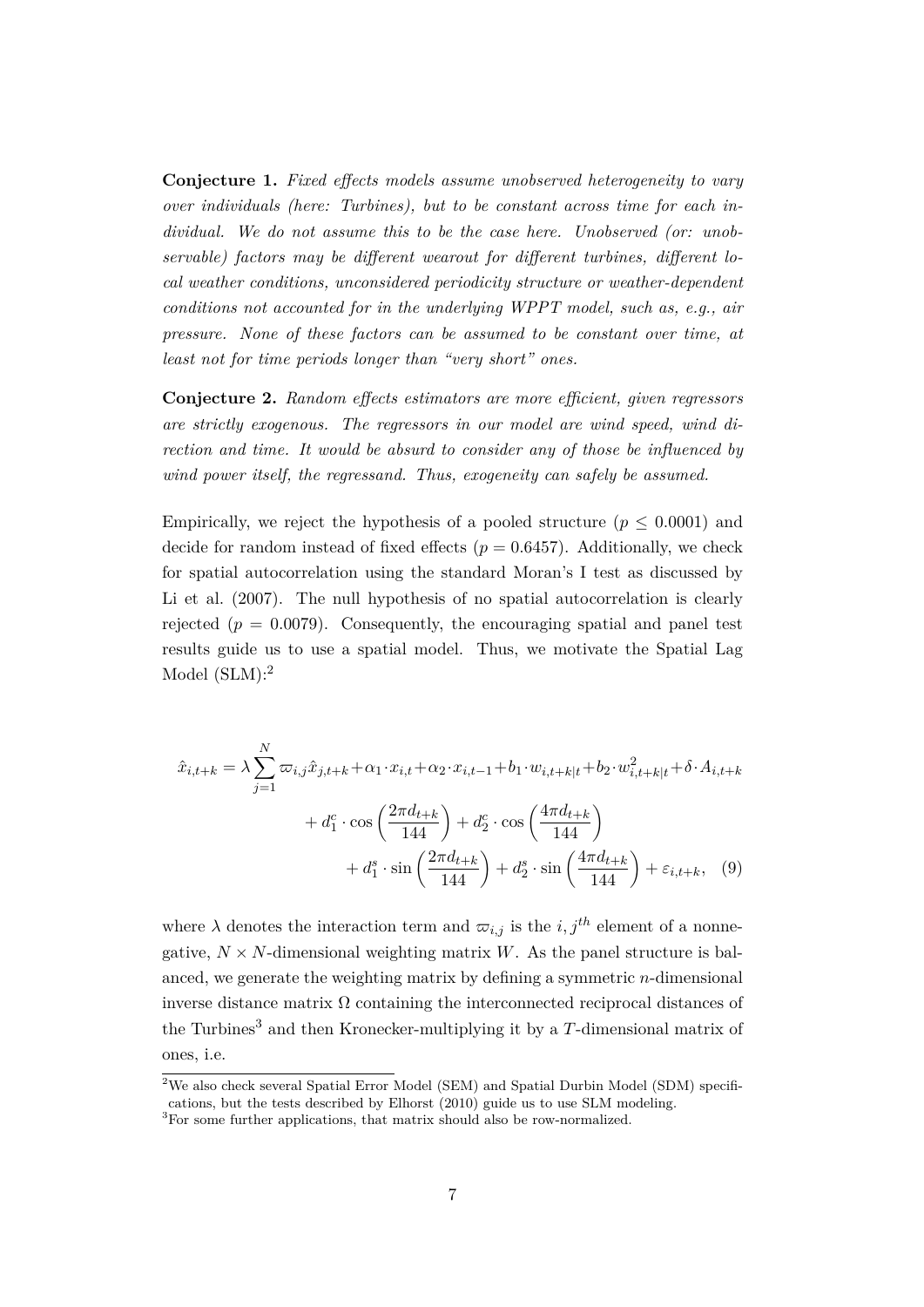**Conjecture 1.** *Fixed effects models assume unobserved heterogeneity to vary over individuals (here: Turbines), but to be constant across time for each individual. We do not assume this to be the case here. Unobserved (or: unobservable) factors may be different wearout for different turbines, different local weather conditions, unconsidered periodicity structure or weather-dependent conditions not accounted for in the underlying WPPT model, such as, e.g., air pressure. None of these factors can be assumed to be constant over time, at least not for time periods longer than "very short" ones.*

**Conjecture 2.** *Random effects estimators are more efficient, given regressors are strictly exogenous. The regressors in our model are wind speed, wind direction and time. It would be absurd to consider any of those be influenced by wind power itself, the regressand. Thus, exogeneity can safely be assumed.*

Empirically, we reject the hypothesis of a pooled structure ($p \leq 0.0001$) and decide for random instead of fixed effects ($p = 0.6457$). Additionally, we check for spatial autocorrelation using the standard Moran's I test as discussed by Li et al. (2007). The null hypothesis of no spatial autocorrelation is clearly rejected ($p = 0.0079$). Consequently, the encouraging spatial and panel test results guide us to use a spatial model. Thus, we motivate the Spatial Lag Model (SLM):[2]

$$
\begin{aligned}
\hat{x}_{i,t+k} = \lambda \sum_{j=1}^{N} \varpi_{i,j} \hat{x}_{j,t+k} + \alpha_1 \cdot x_{i,t} + \alpha_2 \cdot x_{i,t-1} + b_1 \cdot w_{i,t+k|t} + b_2 \cdot w_{i,t+k|t}^2 + \delta \cdot A_{i,t+k} \\
+ d_1^c \cdot \cos\left(\frac{2\pi d_{t+k}}{144}\right) + d_2^c \cdot \cos\left(\frac{4\pi d_{t+k}}{144}\right) \\
+ d_1^s \cdot \sin\left(\frac{2\pi d_{t+k}}{144}\right) + d_2^s \cdot \sin\left(\frac{4\pi d_{t+k}}{144}\right) + \varepsilon_{i,t+k}, \quad (9)
\end{aligned}
$$

where $\lambda$ denotes the interaction term and $\varpi_{i,j}$ is the $i, j^{th}$ element of a nonnegative, $N \times N$-dimensional weighting matrix $W$. As the panel structure is balanced, we generate the weighting matrix by defining a symmetric $n$-dimensional inverse distance matrix $\Omega$ containing the interconnected reciprocal distances of the Turbines[3] and then Kronecker-multiplying it by a $T$-dimensional matrix of ones, i.e.

---

[2] We also check several Spatial Error Model (SEM) and Spatial Durbin Model (SDM) specifications, but the tests described by Elhorst (2010) guide us to use SLM modeling.

[3] For some further applications, that matrix should also be row-normalized.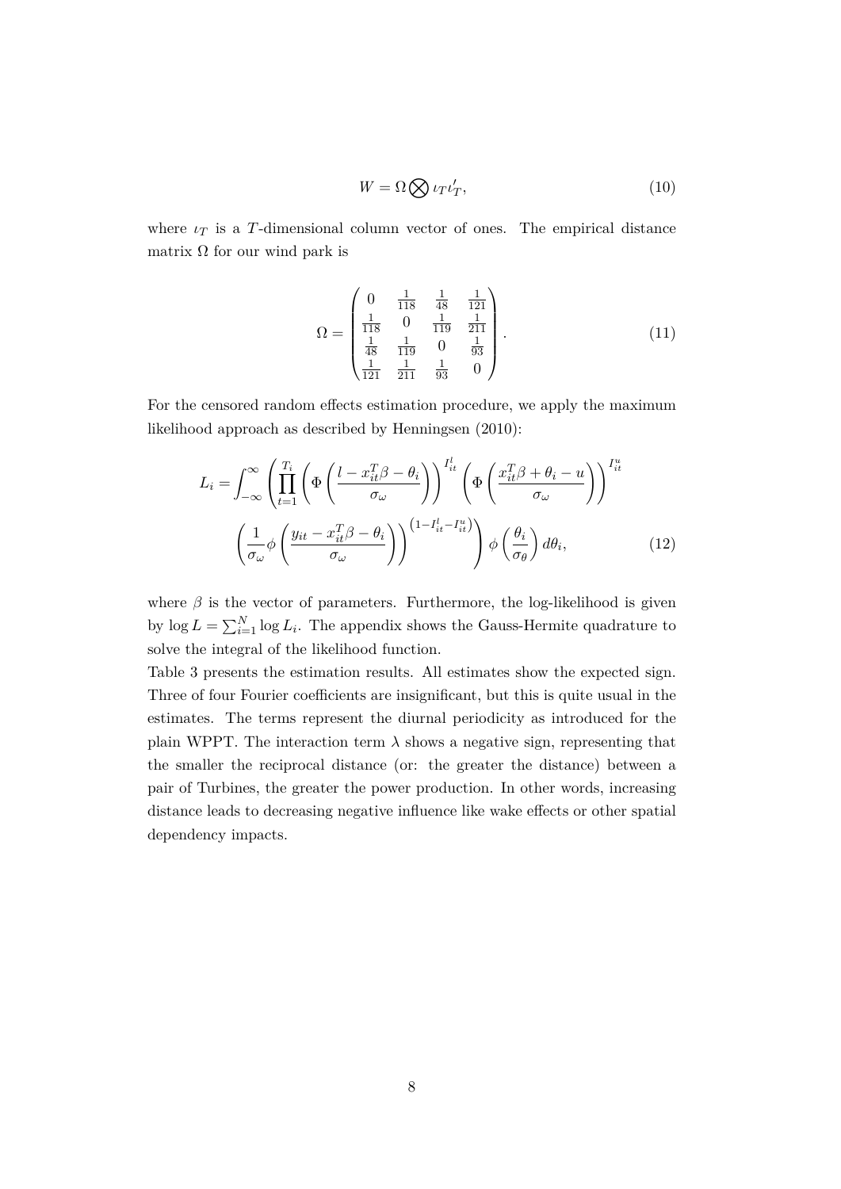$$W = \Omega \bigotimes \iota_T \iota_T', \tag{10}$$

where $\iota_T$ is a $T$-dimensional column vector of ones. The empirical distance matrix $\Omega$ for our wind park is

$$\Omega = \begin{pmatrix} 0 & \frac{1}{118} & \frac{1}{48} & \frac{1}{121} \\ \frac{1}{118} & 0 & \frac{1}{119} & \frac{1}{211} \\ \frac{1}{48} & \frac{1}{119} & 0 & \frac{1}{93} \\ \frac{1}{121} & \frac{1}{211} & \frac{1}{93} & 0 \end{pmatrix}. \tag{11}$$

For the censored random effects estimation procedure, we apply the maximum likelihood approach as described by Henningsen (2010):

$$L_i = \int_{-\infty}^{\infty} \left( \prod_{t=1}^{T_i} \left( \Phi\left( \frac{l - x_{it}^T \beta - \theta_i}{\sigma_\omega} \right) \right)^{I_{it}^l} \left( \Phi\left( \frac{x_{it}^T \beta + \theta_i - u}{\sigma_\omega} \right) \right)^{I_{it}^u} \left( \frac{1}{\sigma_\omega} \phi\left( \frac{y_{it} - x_{it}^T \beta - \theta_i}{\sigma_\omega} \right) \right)^{\left(1 - I_{it}^l - I_{it}^u\right)} \right) \phi\left( \frac{\theta_i}{\sigma_\theta} \right) d\theta_i, \tag{12}$$

where $\beta$ is the vector of parameters. Furthermore, the log-likelihood is given by $\log L = \sum_{i=1}^{N} \log L_i$. The appendix shows the Gauss-Hermite quadrature to solve the integral of the likelihood function.

Table 3 presents the estimation results. All estimates show the expected sign. Three of four Fourier coefficients are insignificant, but this is quite usual in the estimates. The terms represent the diurnal periodicity as introduced for the plain WPPT. The interaction term $\lambda$ shows a negative sign, representing that the smaller the reciprocal distance (or: the greater the distance) between a pair of Turbines, the greater the power production. In other words, increasing distance leads to decreasing negative influence like wake effects or other spatial dependency impacts.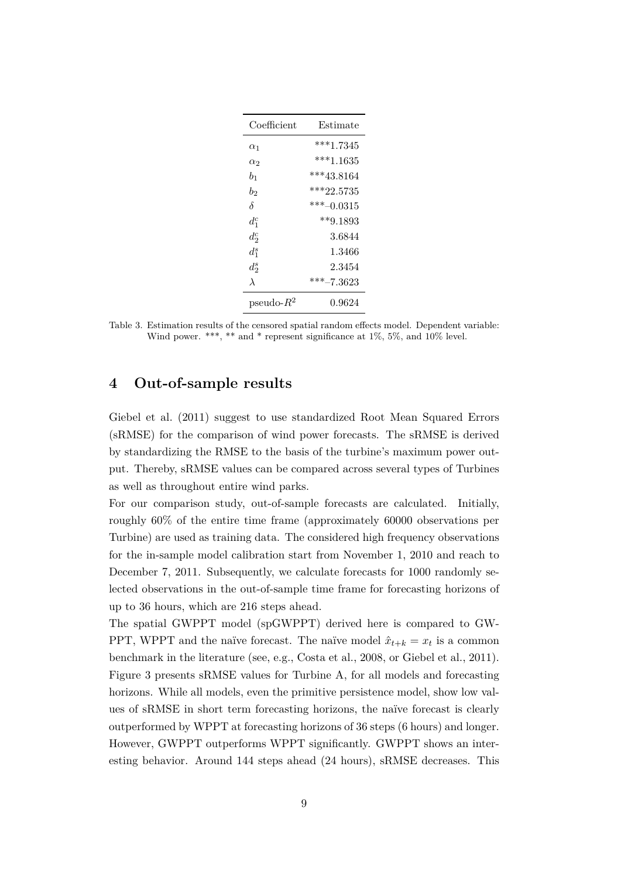| Coefficient | Estimate |
|---|---|
| $\alpha_1$ | ***1.7345 |
| $\alpha_2$ | ***1.1635 |
| $b_1$ | ***43.8164 |
| $b_2$ | ***22.5735 |
| $\delta$ | ***–0.0315 |
| $d_1^c$ | **9.1893 |
| $d_2^c$ | 3.6844 |
| $d_1^s$ | 1.3466 |
| $d_2^s$ | 2.3454 |
| $\lambda$ | ***–7.3623 |
| pseudo-$R^2$ | 0.9624 |

Table 3. Estimation results of the censored spatial random effects model. Dependent variable: Wind power. ***, ** and * represent significance at 1%, 5%, and 10% level.

## 4 Out-of-sample results

Giebel et al. (2011) suggest to use standardized Root Mean Squared Errors (sRMSE) for the comparison of wind power forecasts. The sRMSE is derived by standardizing the RMSE to the basis of the turbine's maximum power output. Thereby, sRMSE values can be compared across several types of Turbines as well as throughout entire wind parks.

For our comparison study, out-of-sample forecasts are calculated. Initially, roughly 60% of the entire time frame (approximately 60000 observations per Turbine) are used as training data. The considered high frequency observations for the in-sample model calibration start from November 1, 2010 and reach to December 7, 2011. Subsequently, we calculate forecasts for 1000 randomly selected observations in the out-of-sample time frame for forecasting horizons of up to 36 hours, which are 216 steps ahead.

The spatial GWPPT model (spGWPPT) derived here is compared to GWPPT, WPPT and the naïve forecast. The naïve model $\hat{x}_{t+k} = x_t$ is a common benchmark in the literature (see, e.g., Costa et al., 2008, or Giebel et al., 2011). Figure 3 presents sRMSE values for Turbine A, for all models and forecasting horizons. While all models, even the primitive persistence model, show low values of sRMSE in short term forecasting horizons, the naïve forecast is clearly outperformed by WPPT at forecasting horizons of 36 steps (6 hours) and longer. However, GWPPT outperforms WPPT significantly. GWPPT shows an interesting behavior. Around 144 steps ahead (24 hours), sRMSE decreases. This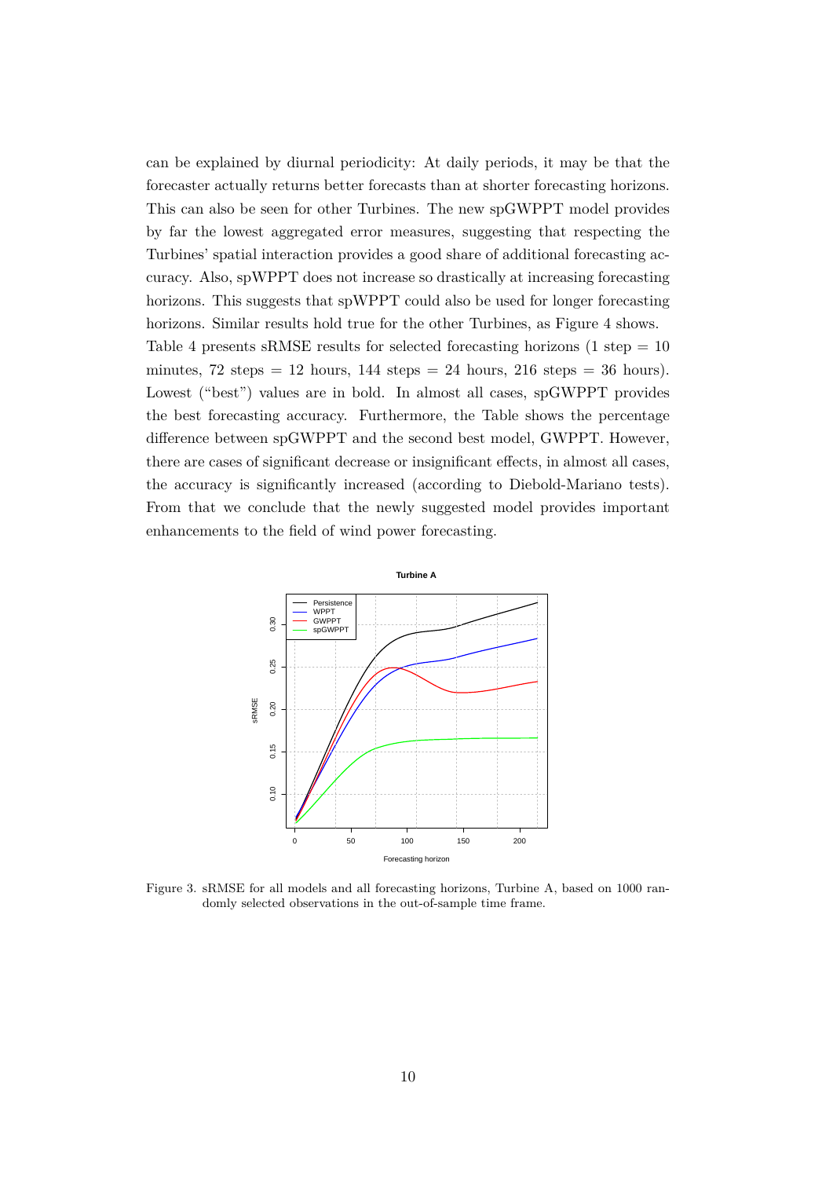can be explained by diurnal periodicity: At daily periods, it may be that the forecaster actually returns better forecasts than at shorter forecasting horizons. This can also be seen for other Turbines. The new spGWPPT model provides by far the lowest aggregated error measures, suggesting that respecting the Turbines' spatial interaction provides a good share of additional forecasting accuracy. Also, spWPPT does not increase so drastically at increasing forecasting horizons. This suggests that spWPPT could also be used for longer forecasting horizons. Similar results hold true for the other Turbines, as Figure 4 shows.

Table 4 presents sRMSE results for selected forecasting horizons (1 step = 10 minutes, 72 steps = 12 hours, 144 steps = 24 hours, 216 steps = 36 hours). Lowest ("best") values are in bold. In almost all cases, spGWPPT provides the best forecasting accuracy. Furthermore, the Table shows the percentage difference between spGWPPT and the second best model, GWPPT. However, there are cases of significant decrease or insignificant effects, in almost all cases, the accuracy is significantly increased (according to Diebold-Mariano tests). From that we conclude that the newly suggested model provides important enhancements to the field of wind power forecasting.

Figure 3. sRMSE for all models and all forecasting horizons, Turbine A, based on 1000 randomly selected observations in the out-of-sample time frame.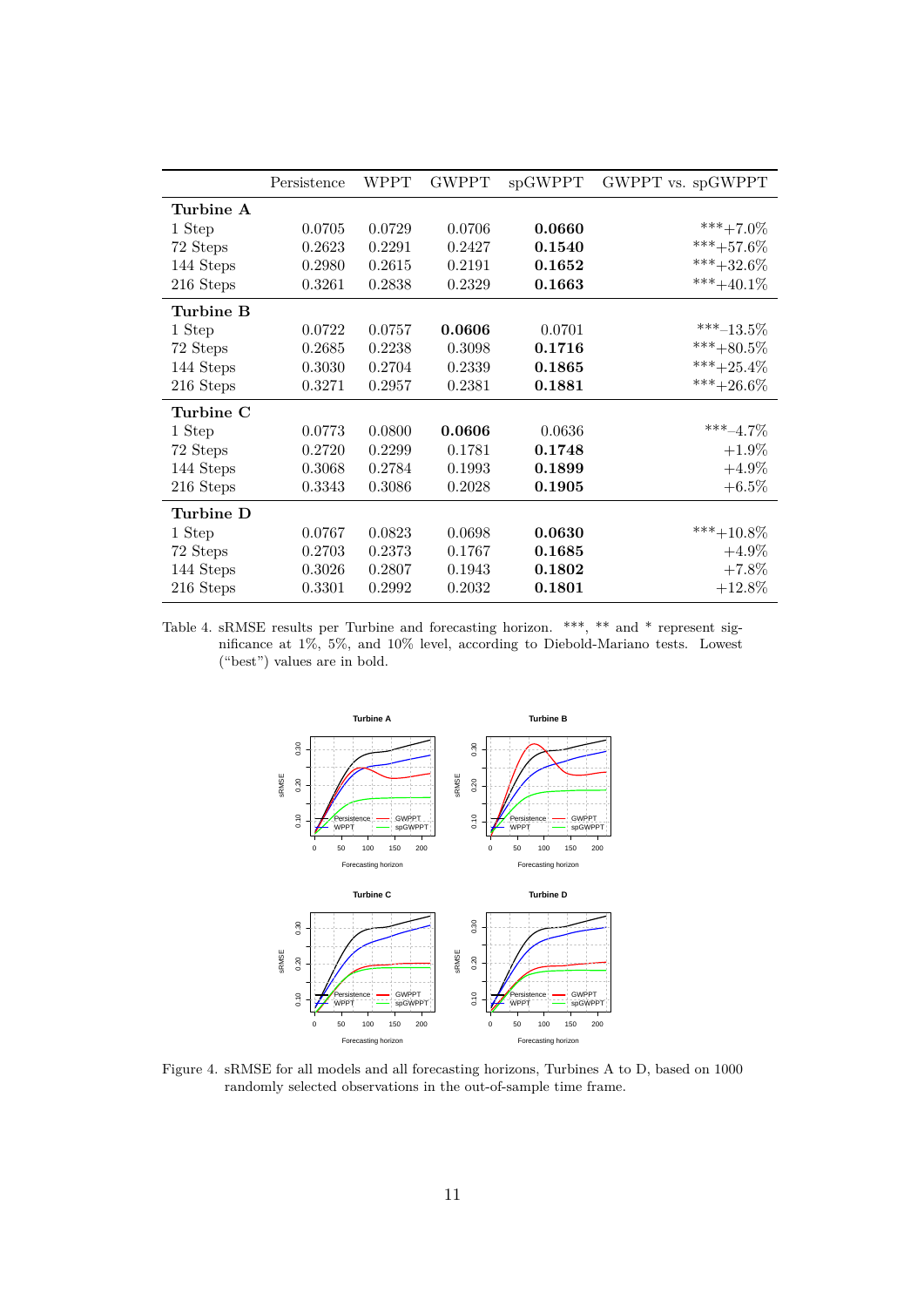| | Persistence | WPPT | GWPPT | spGWPPT | GWPPT vs. spGWPPT |
|---|---|---|---|---|---|
| **Turbine A** | | | | | |
| 1 Step | 0.0705 | 0.0729 | 0.0706 | **0.0660** | ***+7.0% |
| 72 Steps | 0.2623 | 0.2291 | 0.2427 | **0.1540** | ***+57.6% |
| 144 Steps | 0.2980 | 0.2615 | 0.2191 | **0.1652** | ***+32.6% |
| 216 Steps | 0.3261 | 0.2838 | 0.2329 | **0.1663** | ***+40.1% |
| **Turbine B** | | | | | |
| 1 Step | 0.0722 | 0.0757 | **0.0606** | 0.0701 | ***−13.5% |
| 72 Steps | 0.2685 | 0.2238 | 0.3098 | **0.1716** | ***+80.5% |
| 144 Steps | 0.3030 | 0.2704 | 0.2339 | **0.1865** | ***+25.4% |
| 216 Steps | 0.3271 | 0.2957 | 0.2381 | **0.1881** | ***+26.6% |
| **Turbine C** | | | | | |
| 1 Step | 0.0773 | 0.0800 | **0.0606** | 0.0636 | ***−4.7% |
| 72 Steps | 0.2720 | 0.2299 | 0.1781 | **0.1748** | +1.9% |
| 144 Steps | 0.3068 | 0.2784 | 0.1993 | **0.1899** | +4.9% |
| 216 Steps | 0.3343 | 0.3086 | 0.2028 | **0.1905** | +6.5% |
| **Turbine D** | | | | | |
| 1 Step | 0.0767 | 0.0823 | 0.0698 | **0.0630** | ***+10.8% |
| 72 Steps | 0.2703 | 0.2373 | 0.1767 | **0.1685** | +4.9% |
| 144 Steps | 0.3026 | 0.2807 | 0.1943 | **0.1802** | +7.8% |
| 216 Steps | 0.3301 | 0.2992 | 0.2032 | **0.1801** | +12.8% |

Table 4. sRMSE results per Turbine and forecasting horizon. ***, ** and * represent significance at 1%, 5%, and 10% level, according to Diebold-Mariano tests. Lowest ("best") values are in bold.

Figure 4. sRMSE for all models and all forecasting horizons, Turbines A to D, based on 1000 randomly selected observations in the out-of-sample time frame.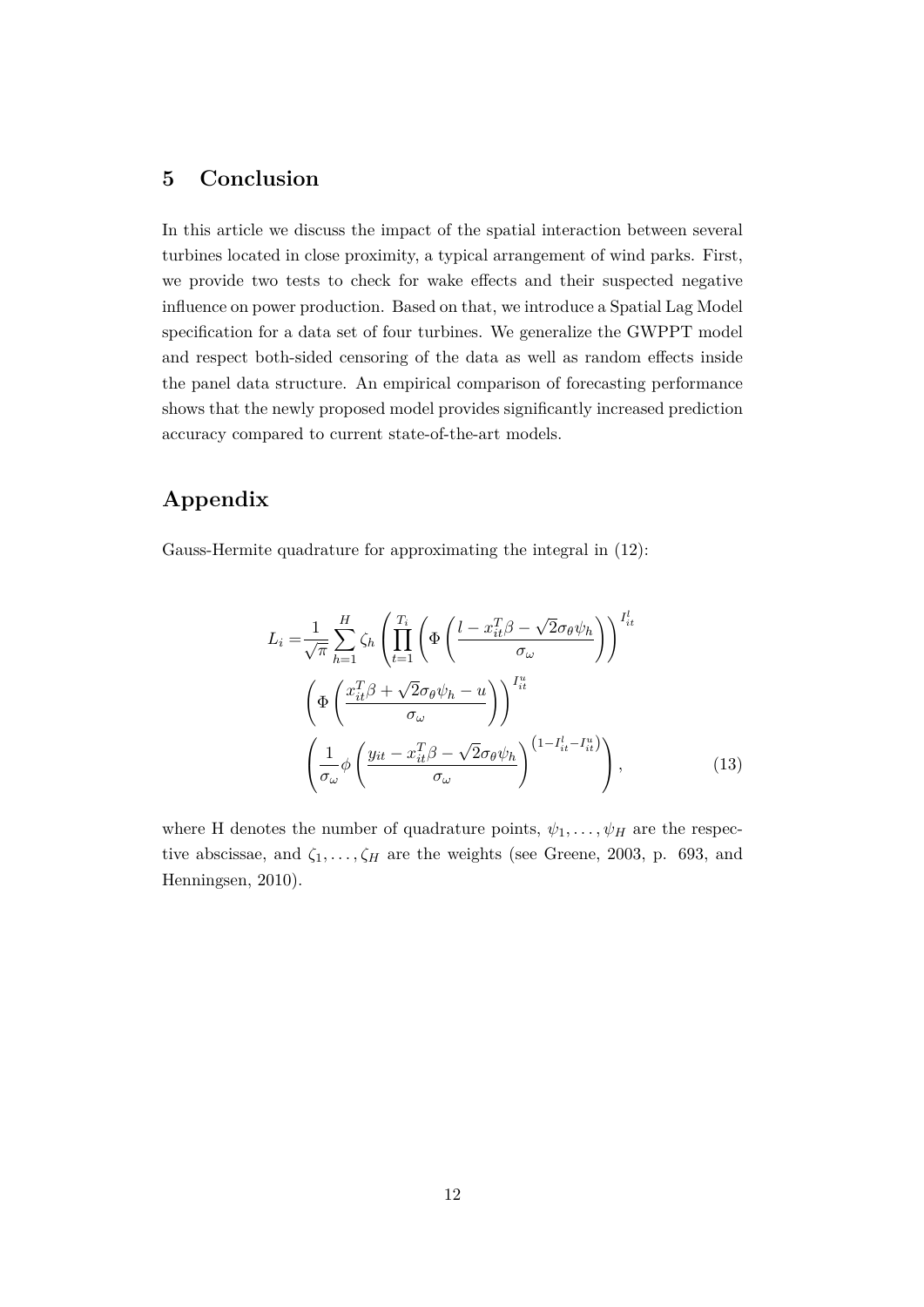## 5 Conclusion

In this article we discuss the impact of the spatial interaction between several turbines located in close proximity, a typical arrangement of wind parks. First, we provide two tests to check for wake effects and their suspected negative influence on power production. Based on that, we introduce a Spatial Lag Model specification for a data set of four turbines. We generalize the GWPPT model and respect both-sided censoring of the data as well as random effects inside the panel data structure. An empirical comparison of forecasting performance shows that the newly proposed model provides significantly increased prediction accuracy compared to current state-of-the-art models.

## Appendix

Gauss-Hermite quadrature for approximating the integral in (12):

$$
\begin{aligned}
L_i = & \frac{1}{\sqrt{\pi}} \sum_{h=1}^{H} \zeta_h \left( \prod_{t=1}^{T_i} \left( \Phi\left( \frac{l - x_{it}^T \beta - \sqrt{2}\sigma_\theta \psi_h}{\sigma_\omega} \right) \right)^{I_{it}^l} \right. \\
& \left( \Phi\left( \frac{x_{it}^T \beta + \sqrt{2}\sigma_\theta \psi_h - u}{\sigma_\omega} \right) \right)^{I_{it}^u} \\
& \left. \left( \frac{1}{\sigma_\omega} \phi\left( \frac{y_{it} - x_{it}^T \beta - \sqrt{2}\sigma_\theta \psi_h}{\sigma_\omega} \right) \right)^{\left(1 - I_{it}^l - I_{it}^u\right)} \right), \qquad (13)
\end{aligned}
$$

where H denotes the number of quadrature points, $\psi_1, \ldots, \psi_H$ are the respective abscissae, and $\zeta_1, \ldots, \zeta_H$ are the weights (see Greene, 2003, p. 693, and Henningsen, 2010).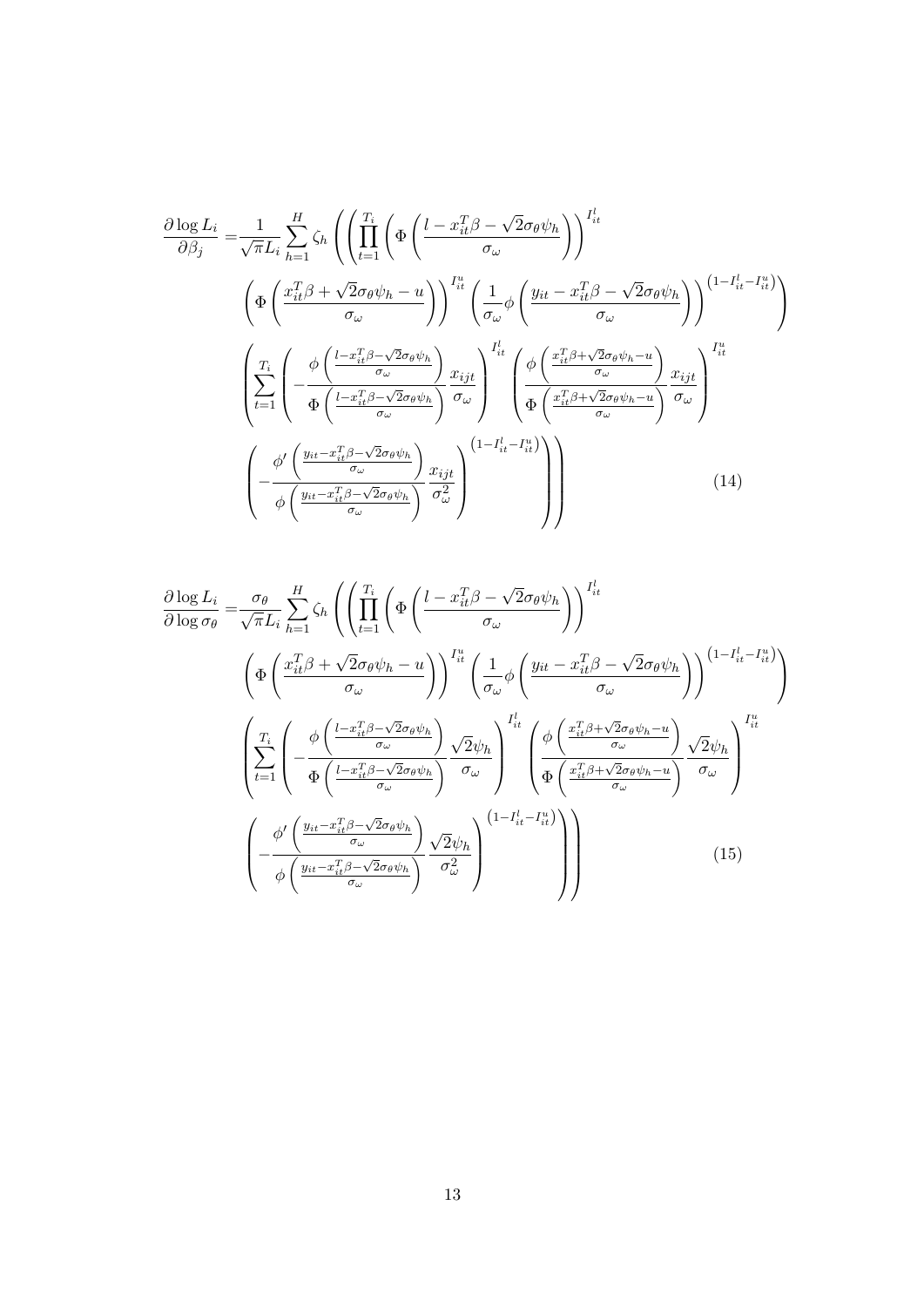$$
\begin{aligned}
\frac{\partial \log L_i}{\partial \beta_j} =& \frac{1}{\sqrt{\pi} L_i} \sum_{h=1}^{H} \zeta_h \left( \left( \prod_{t=1}^{T_i} \left( \Phi\left( \frac{l - x_{it}^T \beta - \sqrt{2}\sigma_\theta \psi_h}{\sigma_\omega} \right) \right)^{I_{it}^l} \right.\right. \\
& \left. \left( \Phi\left( \frac{x_{it}^T \beta + \sqrt{2}\sigma_\theta \psi_h - u}{\sigma_\omega} \right) \right)^{I_{it}^u} \left( \frac{1}{\sigma_\omega} \phi\left( \frac{y_{it} - x_{it}^T \beta - \sqrt{2}\sigma_\theta \psi_h}{\sigma_\omega} \right) \right)^{\left(1 - I_{it}^l - I_{it}^u\right)} \right) \\
& \left( \sum_{t=1}^{T_i} \left( - \frac{\phi\left( \frac{l - x_{it}^T \beta - \sqrt{2}\sigma_\theta \psi_h}{\sigma_\omega} \right)}{\Phi\left( \frac{l - x_{it}^T \beta - \sqrt{2}\sigma_\theta \psi_h}{\sigma_\omega} \right)} \frac{x_{ijt}}{\sigma_\omega} \right)^{I_{it}^l} \left( \frac{\phi\left( \frac{x_{it}^T \beta + \sqrt{2}\sigma_\theta \psi_h - u}{\sigma_\omega} \right)}{\Phi\left( \frac{x_{it}^T \beta + \sqrt{2}\sigma_\theta \psi_h - u}{\sigma_\omega} \right)} \frac{x_{ijt}}{\sigma_\omega} \right)^{I_{it}^u} \right. \\
& \left.\left. \left( - \frac{\phi'\left( \frac{y_{it} - x_{it}^T \beta - \sqrt{2}\sigma_\theta \psi_h}{\sigma_\omega} \right)}{\phi\left( \frac{y_{it} - x_{it}^T \beta - \sqrt{2}\sigma_\theta \psi_h}{\sigma_\omega} \right)} \frac{x_{ijt}}{\sigma_\omega^2} \right)^{\left(1 - I_{it}^l - I_{it}^u\right)} \right) \right) \qquad (14)
\end{aligned}
$$

$$
\begin{aligned}
\frac{\partial \log L_i}{\partial \log \sigma_\theta} =& \frac{\sigma_\theta}{\sqrt{\pi} L_i} \sum_{h=1}^{H} \zeta_h \left( \left( \prod_{t=1}^{T_i} \left( \Phi\left( \frac{l - x_{it}^T \beta - \sqrt{2}\sigma_\theta \psi_h}{\sigma_\omega} \right) \right)^{I_{it}^l} \right.\right. \\
& \left. \left( \Phi\left( \frac{x_{it}^T \beta + \sqrt{2}\sigma_\theta \psi_h - u}{\sigma_\omega} \right) \right)^{I_{it}^u} \left( \frac{1}{\sigma_\omega} \phi\left( \frac{y_{it} - x_{it}^T \beta - \sqrt{2}\sigma_\theta \psi_h}{\sigma_\omega} \right) \right)^{\left(1 - I_{it}^l - I_{it}^u\right)} \right) \\
& \left( \sum_{t=1}^{T_i} \left( - \frac{\phi\left( \frac{l - x_{it}^T \beta - \sqrt{2}\sigma_\theta \psi_h}{\sigma_\omega} \right)}{\Phi\left( \frac{l - x_{it}^T \beta - \sqrt{2}\sigma_\theta \psi_h}{\sigma_\omega} \right)} \frac{\sqrt{2}\psi_h}{\sigma_\omega} \right)^{I_{it}^l} \left( \frac{\phi\left( \frac{x_{it}^T \beta + \sqrt{2}\sigma_\theta \psi_h - u}{\sigma_\omega} \right)}{\Phi\left( \frac{x_{it}^T \beta + \sqrt{2}\sigma_\theta \psi_h - u}{\sigma_\omega} \right)} \frac{\sqrt{2}\psi_h}{\sigma_\omega} \right)^{I_{it}^u} \right. \\
& \left.\left. \left( - \frac{\phi'\left( \frac{y_{it} - x_{it}^T \beta - \sqrt{2}\sigma_\theta \psi_h}{\sigma_\omega} \right)}{\phi\left( \frac{y_{it} - x_{it}^T \beta - \sqrt{2}\sigma_\theta \psi_h}{\sigma_\omega} \right)} \frac{\sqrt{2}\psi_h}{\sigma_\omega^2} \right)^{\left(1 - I_{it}^l - I_{it}^u\right)} \right) \right) \qquad (15)
\end{aligned}
$$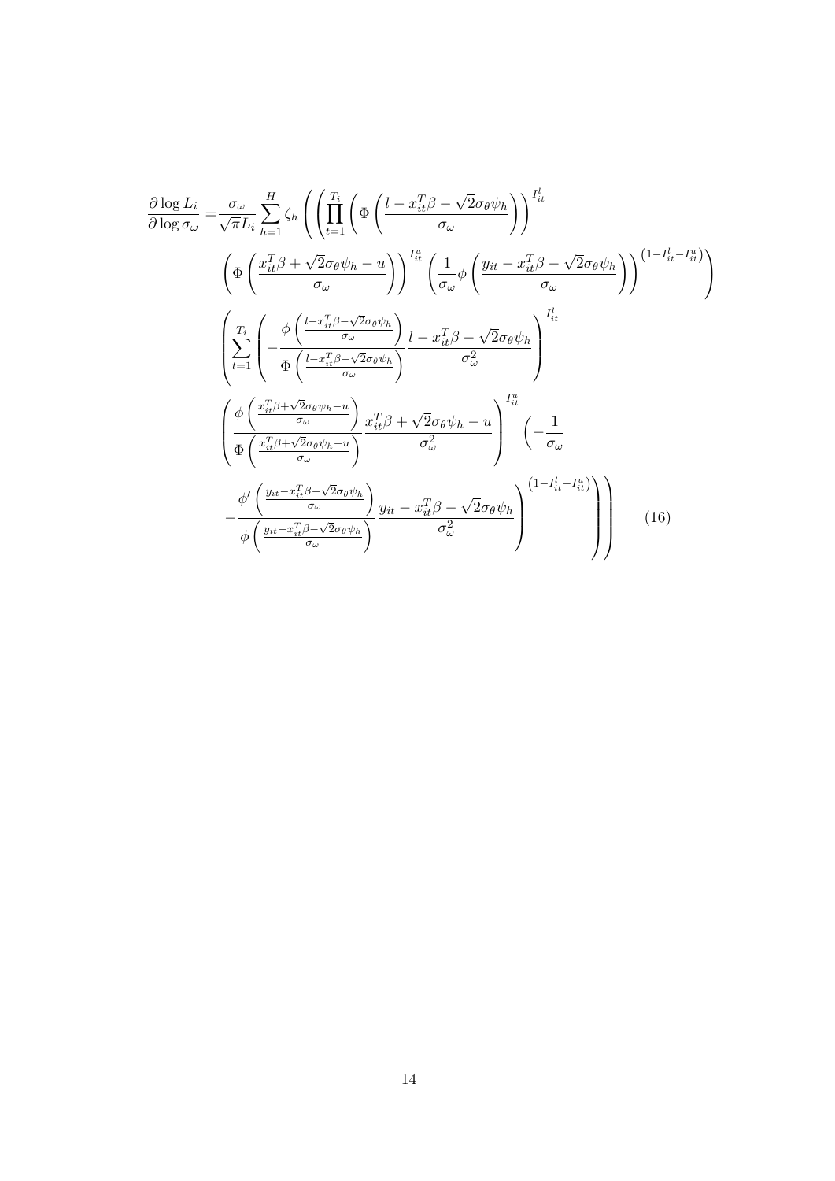$$
\begin{aligned}
\frac{\partial \log L_i}{\partial \log \sigma_\omega} =& \frac{\sigma_\omega}{\sqrt{\pi} L_i} \sum_{h=1}^{H} \zeta_h \left( \left( \prod_{t=1}^{T_i} \left( \Phi\left( \frac{l - x_{it}^T \beta - \sqrt{2}\sigma_\theta \psi_h}{\sigma_\omega} \right) \right)^{I_{it}^l} \right.\right. \\
& \left. \left( \Phi\left( \frac{x_{it}^T \beta + \sqrt{2}\sigma_\theta \psi_h - u}{\sigma_\omega} \right) \right)^{I_{it}^u} \left( \frac{1}{\sigma_\omega} \phi\left( \frac{y_{it} - x_{it}^T \beta - \sqrt{2}\sigma_\theta \psi_h}{\sigma_\omega} \right) \right)^{\left(1 - I_{it}^l - I_{it}^u\right)} \right) \\
& \left( \sum_{t=1}^{T_i} \left( - \frac{\phi\left( \frac{l - x_{it}^T \beta - \sqrt{2}\sigma_\theta \psi_h}{\sigma_\omega} \right)}{\Phi\left( \frac{l - x_{it}^T \beta - \sqrt{2}\sigma_\theta \psi_h}{\sigma_\omega} \right)} \frac{l - x_{it}^T \beta - \sqrt{2}\sigma_\theta \psi_h}{\sigma_\omega^2} \right)^{I_{it}^l} \right. \\
& \left( \frac{\phi\left( \frac{x_{it}^T \beta + \sqrt{2}\sigma_\theta \psi_h - u}{\sigma_\omega} \right)}{\Phi\left( \frac{x_{it}^T \beta + \sqrt{2}\sigma_\theta \psi_h - u}{\sigma_\omega} \right)} \frac{x_{it}^T \beta + \sqrt{2}\sigma_\theta \psi_h - u}{\sigma_\omega^2} \right)^{I_{it}^u} \left( - \frac{1}{\sigma_\omega} \right. \\
& \left.\left.\left. - \frac{\phi'\left( \frac{y_{it} - x_{it}^T \beta - \sqrt{2}\sigma_\theta \psi_h}{\sigma_\omega} \right)}{\phi\left( \frac{y_{it} - x_{it}^T \beta - \sqrt{2}\sigma_\theta \psi_h}{\sigma_\omega} \right)} \frac{y_{it} - x_{it}^T \beta - \sqrt{2}\sigma_\theta \psi_h}{\sigma_\omega^2} \right)^{\left(1 - I_{it}^l - I_{it}^u\right)} \right) \right)
\end{aligned}
\tag{16}
$$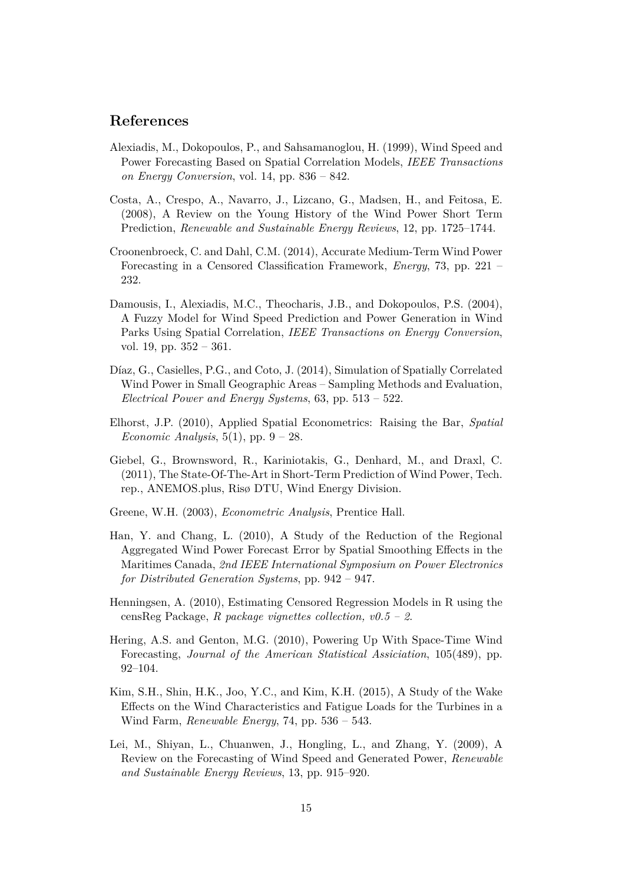## References

Alexiadis, M., Dokopoulos, P., and Sahsamanoglou, H. (1999), Wind Speed and Power Forecasting Based on Spatial Correlation Models, *IEEE Transactions on Energy Conversion*, vol. 14, pp. 836 – 842.

Costa, A., Crespo, A., Navarro, J., Lizcano, G., Madsen, H., and Feitosa, E. (2008), A Review on the Young History of the Wind Power Short Term Prediction, *Renewable and Sustainable Energy Reviews*, 12, pp. 1725–1744.

Croonenbroeck, C. and Dahl, C.M. (2014), Accurate Medium-Term Wind Power Forecasting in a Censored Classification Framework, *Energy*, 73, pp. 221 – 232.

Damousis, I., Alexiadis, M.C., Theocharis, J.B., and Dokopoulos, P.S. (2004), A Fuzzy Model for Wind Speed Prediction and Power Generation in Wind Parks Using Spatial Correlation, *IEEE Transactions on Energy Conversion*, vol. 19, pp. 352 – 361.

Díaz, G., Casielles, P.G., and Coto, J. (2014), Simulation of Spatially Correlated Wind Power in Small Geographic Areas – Sampling Methods and Evaluation, *Electrical Power and Energy Systems*, 63, pp. 513 – 522.

Elhorst, J.P. (2010), Applied Spatial Econometrics: Raising the Bar, *Spatial Economic Analysis*, 5(1), pp. 9 – 28.

Giebel, G., Brownsword, R., Kariniotakis, G., Denhard, M., and Draxl, C. (2011), The State-Of-The-Art in Short-Term Prediction of Wind Power, Tech. rep., ANEMOS.plus, Risø DTU, Wind Energy Division.

Greene, W.H. (2003), *Econometric Analysis*, Prentice Hall.

Han, Y. and Chang, L. (2010), A Study of the Reduction of the Regional Aggregated Wind Power Forecast Error by Spatial Smoothing Effects in the Maritimes Canada, *2nd IEEE International Symposium on Power Electronics for Distributed Generation Systems*, pp. 942 – 947.

Henningsen, A. (2010), Estimating Censored Regression Models in R using the censReg Package, *R package vignettes collection, v0.5 – 2*.

Hering, A.S. and Genton, M.G. (2010), Powering Up With Space-Time Wind Forecasting, *Journal of the American Statistical Assiciation*, 105(489), pp. 92–104.

Kim, S.H., Shin, H.K., Joo, Y.C., and Kim, K.H. (2015), A Study of the Wake Effects on the Wind Characteristics and Fatigue Loads for the Turbines in a Wind Farm, *Renewable Energy*, 74, pp. 536 – 543.

Lei, M., Shiyan, L., Chuanwen, J., Hongling, L., and Zhang, Y. (2009), A Review on the Forecasting of Wind Speed and Generated Power, *Renewable and Sustainable Energy Reviews*, 13, pp. 915–920.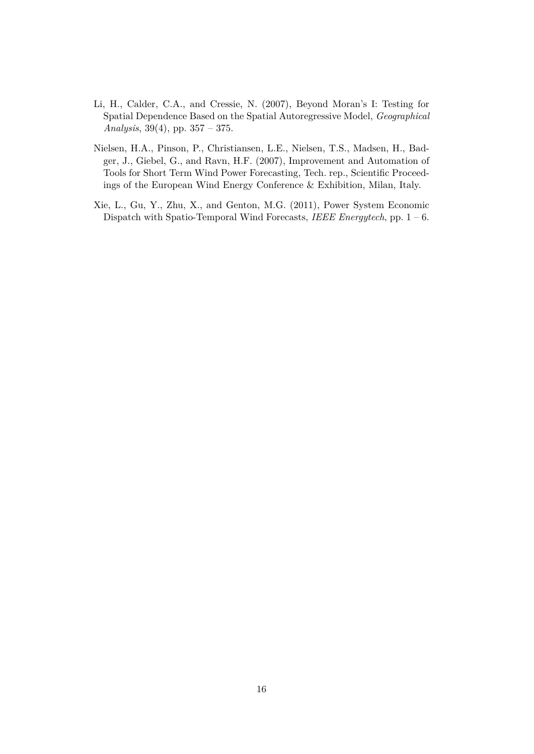Li, H., Calder, C.A., and Cressie, N. (2007), Beyond Moran's I: Testing for Spatial Dependence Based on the Spatial Autoregressive Model, *Geographical Analysis*, 39(4), pp. 357 – 375.

Nielsen, H.A., Pinson, P., Christiansen, L.E., Nielsen, T.S., Madsen, H., Badger, J., Giebel, G., and Ravn, H.F. (2007), Improvement and Automation of Tools for Short Term Wind Power Forecasting, Tech. rep., Scientific Proceedings of the European Wind Energy Conference & Exhibition, Milan, Italy.

Xie, L., Gu, Y., Zhu, X., and Genton, M.G. (2011), Power System Economic Dispatch with Spatio-Temporal Wind Forecasts, *IEEE Energytech*, pp. 1 – 6.